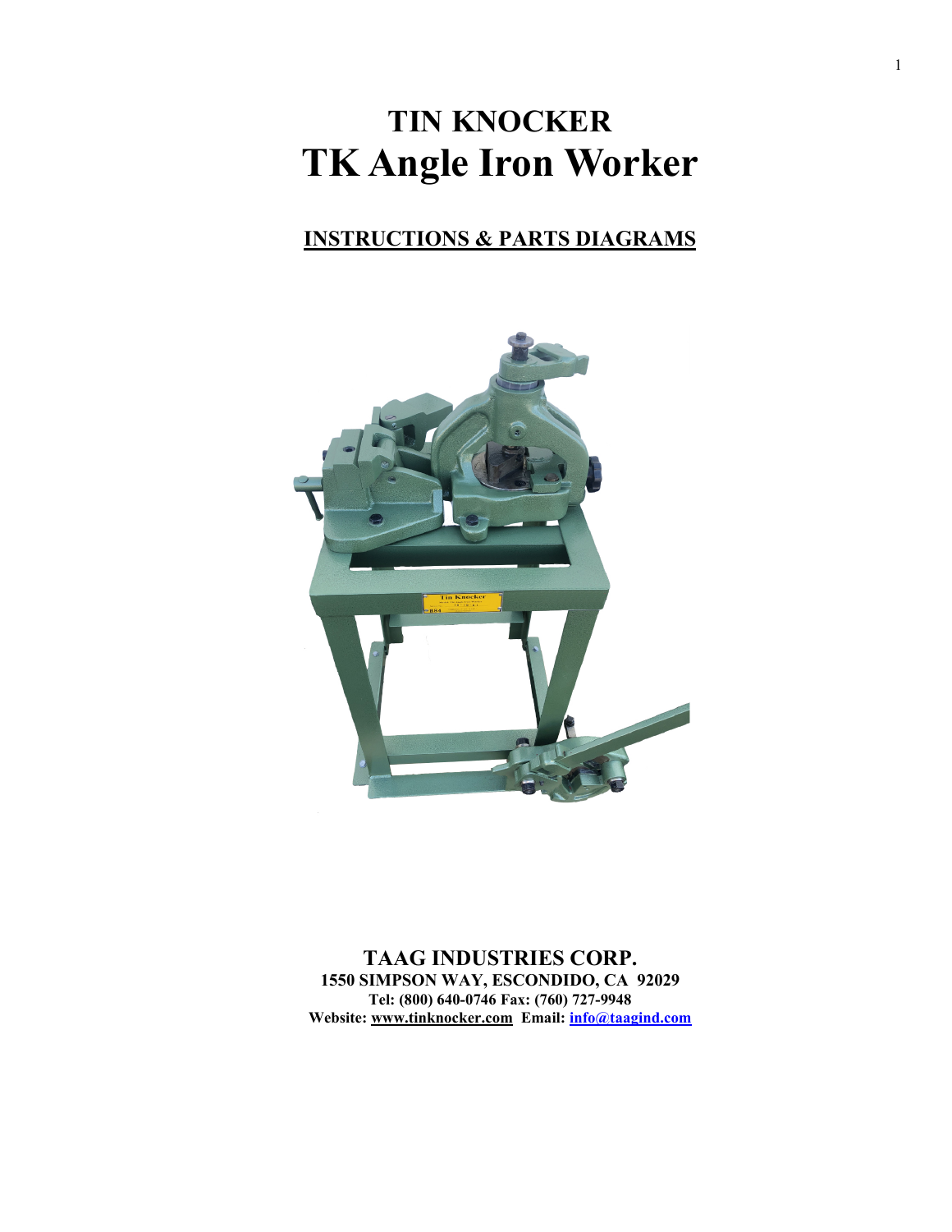# TIN KNOCKER
# TK Angle Iron Worker

## INSTRUCTIONS & PARTS DIAGRAMS

**TAAG INDUSTRIES CORP.**
**1550 SIMPSON WAY, ESCONDIDO, CA 92029**
**Tel: (800) 640-0746 Fax: (760) 727-9948**
**Website: www.tinknocker.com Email: info@taagind.com**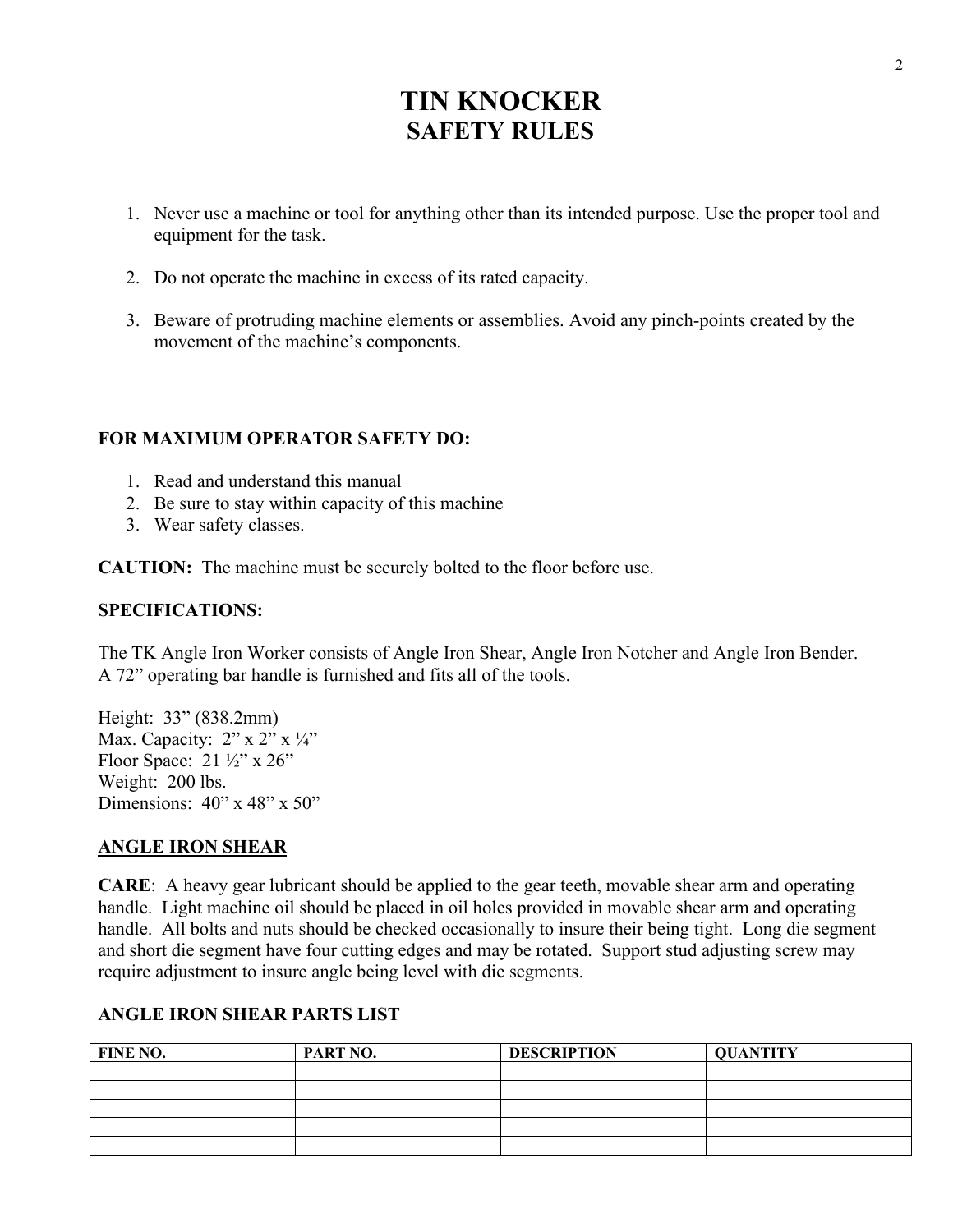# TIN KNOCKER
## SAFETY RULES

1. Never use a machine or tool for anything other than its intended purpose. Use the proper tool and equipment for the task.
2. Do not operate the machine in excess of its rated capacity.
3. Beware of protruding machine elements or assemblies. Avoid any pinch-points created by the movement of the machine's components.

**FOR MAXIMUM OPERATOR SAFETY DO:**

1. Read and understand this manual
2. Be sure to stay within capacity of this machine
3. Wear safety classes.

**CAUTION:** The machine must be securely bolted to the floor before use.

**SPECIFICATIONS:**

The TK Angle Iron Worker consists of Angle Iron Shear, Angle Iron Notcher and Angle Iron Bender. A 72" operating bar handle is furnished and fits all of the tools.

Height: 33" (838.2mm)
Max. Capacity: 2" x 2" x ¼"
Floor Space: 21 ½" x 26"
Weight: 200 lbs.
Dimensions: 40" x 48" x 50"

**ANGLE IRON SHEAR**

**CARE**: A heavy gear lubricant should be applied to the gear teeth, movable shear arm and operating handle. Light machine oil should be placed in oil holes provided in movable shear arm and operating handle. All bolts and nuts should be checked occasionally to insure their being tight. Long die segment and short die segment have four cutting edges and may be rotated. Support stud adjusting screw may require adjustment to insure angle being level with die segments.

**ANGLE IRON SHEAR PARTS LIST**

| FINE NO. | PART NO. | DESCRIPTION | QUANTITY |
|---|---|---|---|
| | | | |
| | | | |
| | | | |
| | | | |
| | | | |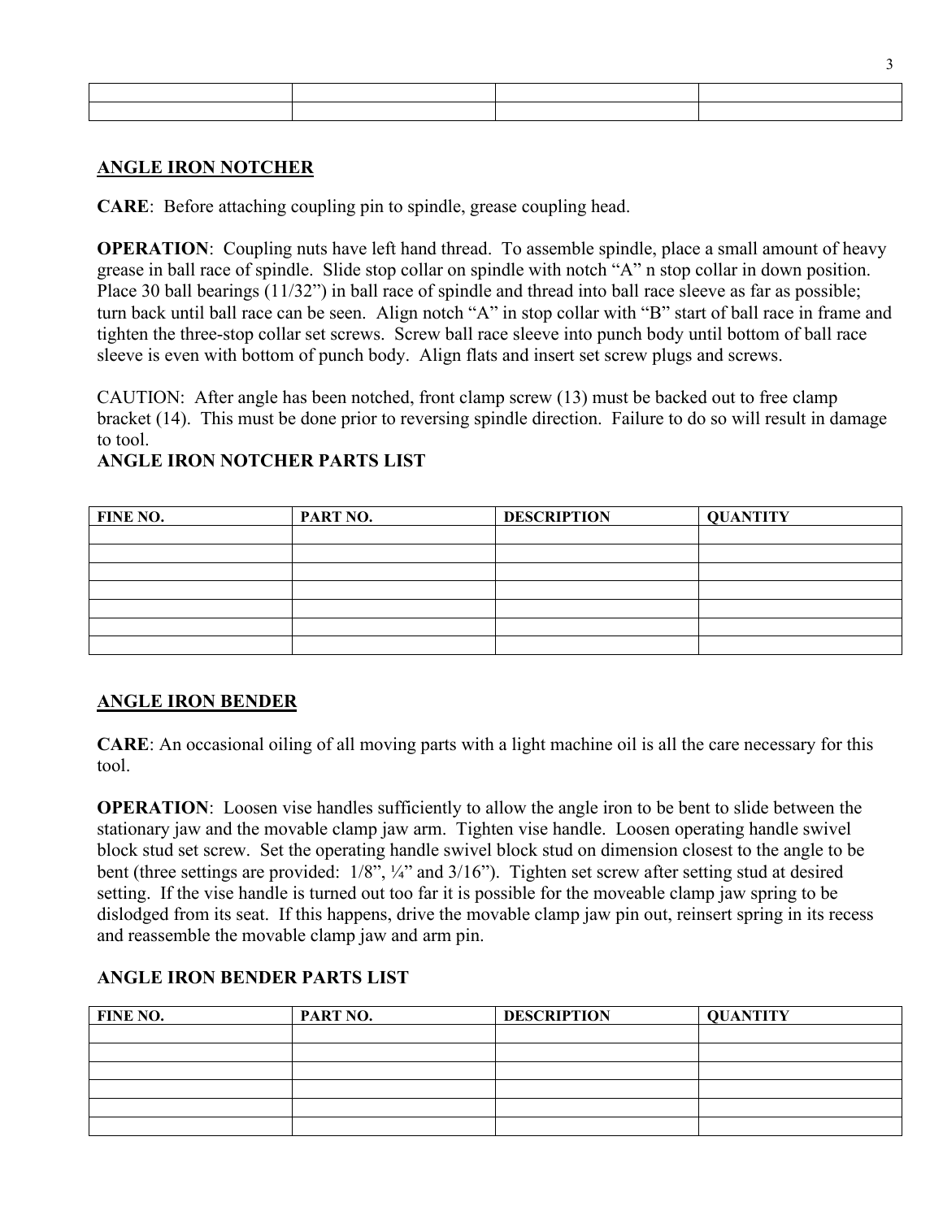| | | | |
|---|---|---|---|
| | | | |
| | | | |

## ANGLE IRON NOTCHER

**CARE**: Before attaching coupling pin to spindle, grease coupling head.

**OPERATION**: Coupling nuts have left hand thread. To assemble spindle, place a small amount of heavy grease in ball race of spindle. Slide stop collar on spindle with notch "A" n stop collar in down position. Place 30 ball bearings (11/32") in ball race of spindle and thread into ball race sleeve as far as possible; turn back until ball race can be seen. Align notch "A" in stop collar with "B" start of ball race in frame and tighten the three-stop collar set screws. Screw ball race sleeve into punch body until bottom of ball race sleeve is even with bottom of punch body. Align flats and insert set screw plugs and screws.

CAUTION: After angle has been notched, front clamp screw (13) must be backed out to free clamp bracket (14). This must be done prior to reversing spindle direction. Failure to do so will result in damage to tool.

**ANGLE IRON NOTCHER PARTS LIST**

| FINE NO. | PART NO. | DESCRIPTION | QUANTITY |
|---|---|---|---|
| | | | |
| | | | |
| | | | |
| | | | |
| | | | |
| | | | |
| | | | |

## ANGLE IRON BENDER

**CARE**: An occasional oiling of all moving parts with a light machine oil is all the care necessary for this tool.

**OPERATION**: Loosen vise handles sufficiently to allow the angle iron to be bent to slide between the stationary jaw and the movable clamp jaw arm. Tighten vise handle. Loosen operating handle swivel block stud set screw. Set the operating handle swivel block stud on dimension closest to the angle to be bent (three settings are provided: 1/8", ¼" and 3/16"). Tighten set screw after setting stud at desired setting. If the vise handle is turned out too far it is possible for the moveable clamp jaw spring to be dislodged from its seat. If this happens, drive the movable clamp jaw pin out, reinsert spring in its recess and reassemble the movable clamp jaw and arm pin.

**ANGLE IRON BENDER PARTS LIST**

| FINE NO. | PART NO. | DESCRIPTION | QUANTITY |
|---|---|---|---|
| | | | |
| | | | |
| | | | |
| | | | |
| | | | |
| | | | |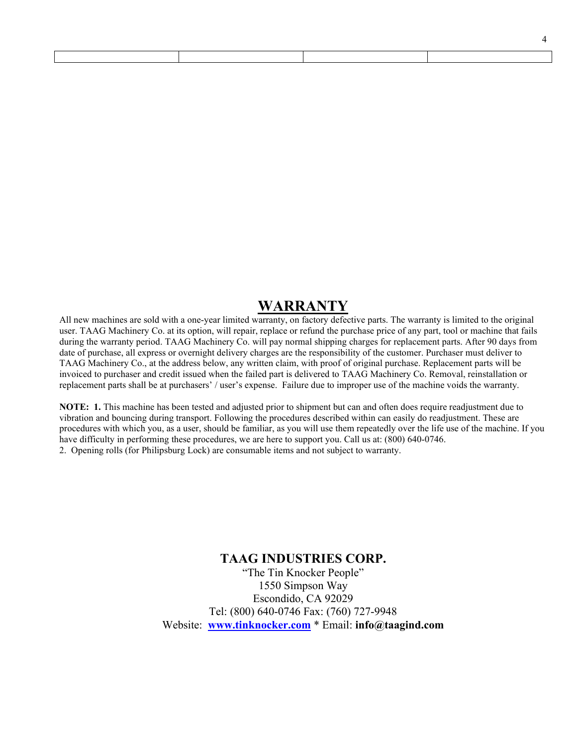| | | | |
|---|---|---|---|
| | | | |

# WARRANTY

All new machines are sold with a one-year limited warranty, on factory defective parts. The warranty is limited to the original user. TAAG Machinery Co. at its option, will repair, replace or refund the purchase price of any part, tool or machine that fails during the warranty period. TAAG Machinery Co. will pay normal shipping charges for replacement parts. After 90 days from date of purchase, all express or overnight delivery charges are the responsibility of the customer. Purchaser must deliver to TAAG Machinery Co., at the address below, any written claim, with proof of original purchase. Replacement parts will be invoiced to purchaser and credit issued when the failed part is delivered to TAAG Machinery Co. Removal, reinstallation or replacement parts shall be at purchasers' / user's expense. Failure due to improper use of the machine voids the warranty.

**NOTE: 1.** This machine has been tested and adjusted prior to shipment but can and often does require readjustment due to vibration and bouncing during transport. Following the procedures described within can easily do readjustment. These are procedures with which you, as a user, should be familiar, as you will use them repeatedly over the life use of the machine. If you have difficulty in performing these procedures, we are here to support you. Call us at: (800) 640-0746.

2. Opening rolls (for Philipsburg Lock) are consumable items and not subject to warranty.

**TAAG INDUSTRIES CORP.**

"The Tin Knocker People"

1550 Simpson Way

Escondido, CA 92029

Tel: (800) 640-0746 Fax: (760) 727-9948

Website: **www.tinknocker.com** * Email: **info@taagind.com**